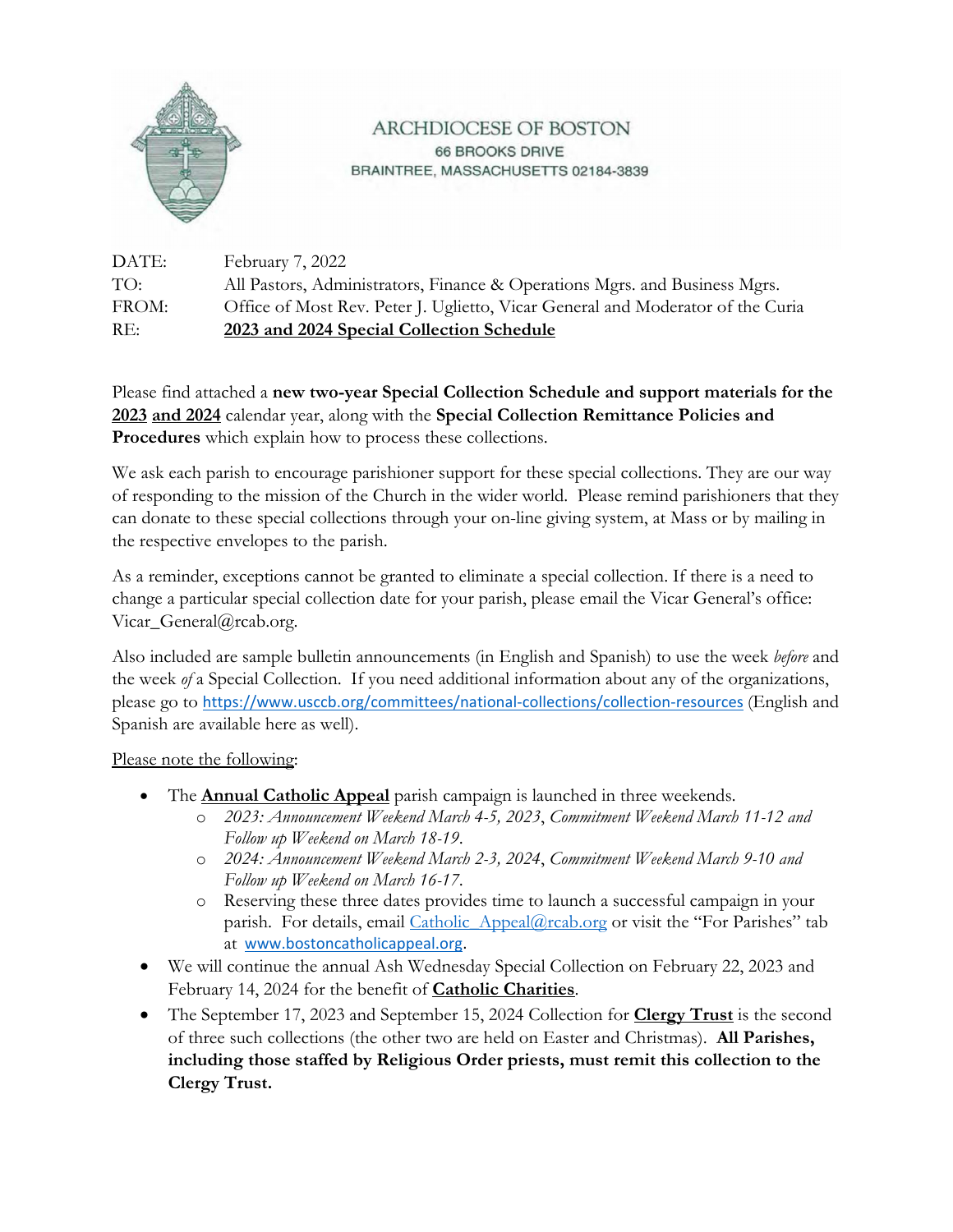ARCHDIOCESE OF BOSTON
66 BROOKS DRIVE
BRAINTREE, MASSACHUSETTS 02184-3839

DATE: February 7, 2022
TO: All Pastors, Administrators, Finance & Operations Mgrs. and Business Mgrs.
FROM: Office of Most Rev. Peter J. Uglietto, Vicar General and Moderator of the Curia
RE: **2023 and 2024 Special Collection Schedule**

Please find attached a **new two-year Special Collection Schedule and support materials for the 2023 and 2024** calendar year, along with the **Special Collection Remittance Policies and Procedures** which explain how to process these collections.

We ask each parish to encourage parishioner support for these special collections. They are our way of responding to the mission of the Church in the wider world. Please remind parishioners that they can donate to these special collections through your on-line giving system, at Mass or by mailing in the respective envelopes to the parish.

As a reminder, exceptions cannot be granted to eliminate a special collection. If there is a need to change a particular special collection date for your parish, please email the Vicar General's office: Vicar_General@rcab.org.

Also included are sample bulletin announcements (in English and Spanish) to use the week *before* and the week *of* a Special Collection. If you need additional information about any of the organizations, please go to https://www.usccb.org/committees/national-collections/collection-resources (English and Spanish are available here as well).

Please note the following:

- The **Annual Catholic Appeal** parish campaign is launched in three weekends.
  - *2023: Announcement Weekend March 4-5, 2023*, *Commitment Weekend March 11-12 and Follow up Weekend on March 18-19.*
  - *2024: Announcement Weekend March 2-3, 2024*, *Commitment Weekend March 9-10 and Follow up Weekend on March 16-17.*
  - Reserving these three dates provides time to launch a successful campaign in your parish. For details, email Catholic_Appeal@rcab.org or visit the "For Parishes" tab at www.bostoncatholicappeal.org.
- We will continue the annual Ash Wednesday Special Collection on February 22, 2023 and February 14, 2024 for the benefit of **Catholic Charities**.
- The September 17, 2023 and September 15, 2024 Collection for **Clergy Trust** is the second of three such collections (the other two are held on Easter and Christmas). **All Parishes, including those staffed by Religious Order priests, must remit this collection to the Clergy Trust.**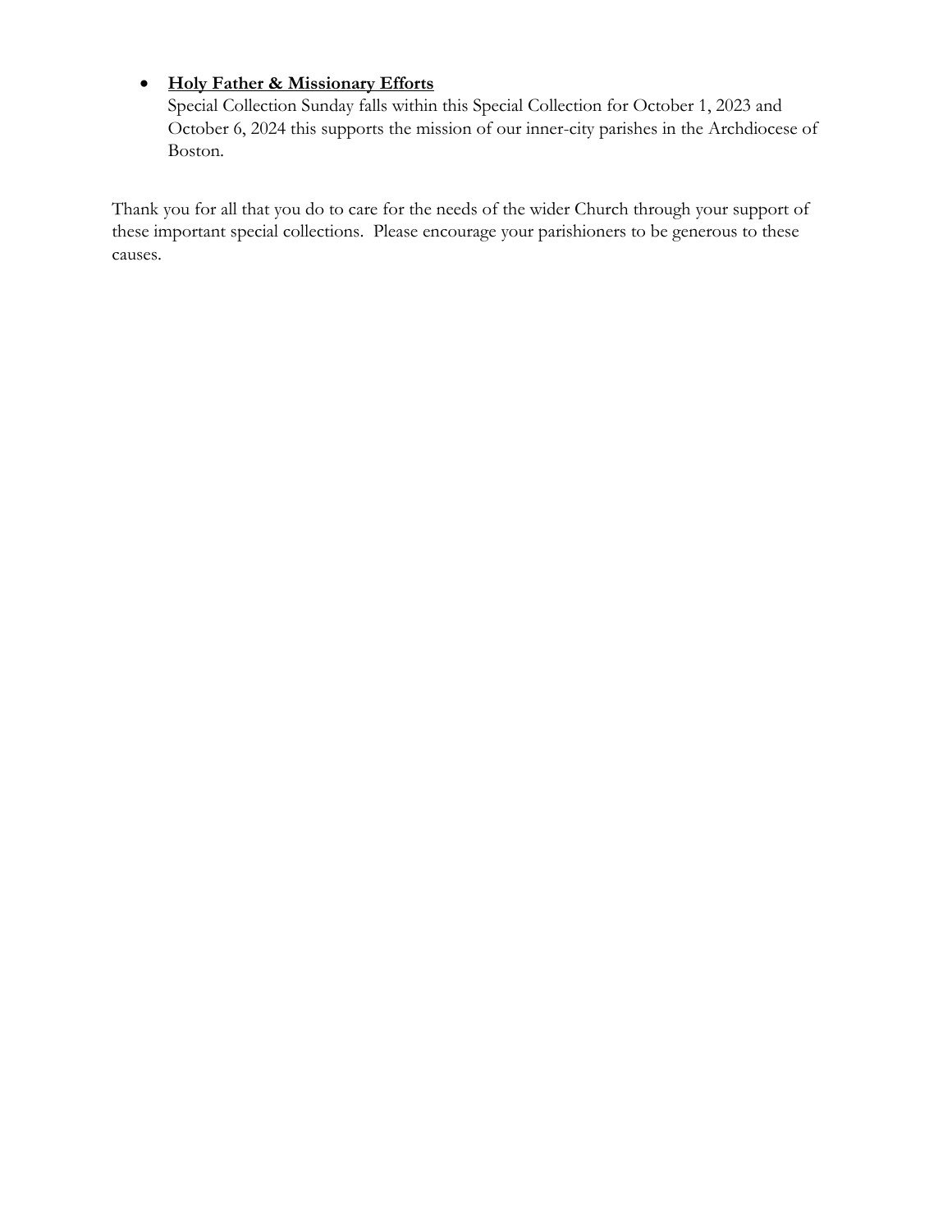- **<u>Holy Father & Missionary Efforts</u>**
  Special Collection Sunday falls within this Special Collection for October 1, 2023 and October 6, 2024 this supports the mission of our inner-city parishes in the Archdiocese of Boston.

Thank you for all that you do to care for the needs of the wider Church through your support of these important special collections. Please encourage your parishioners to be generous to these causes.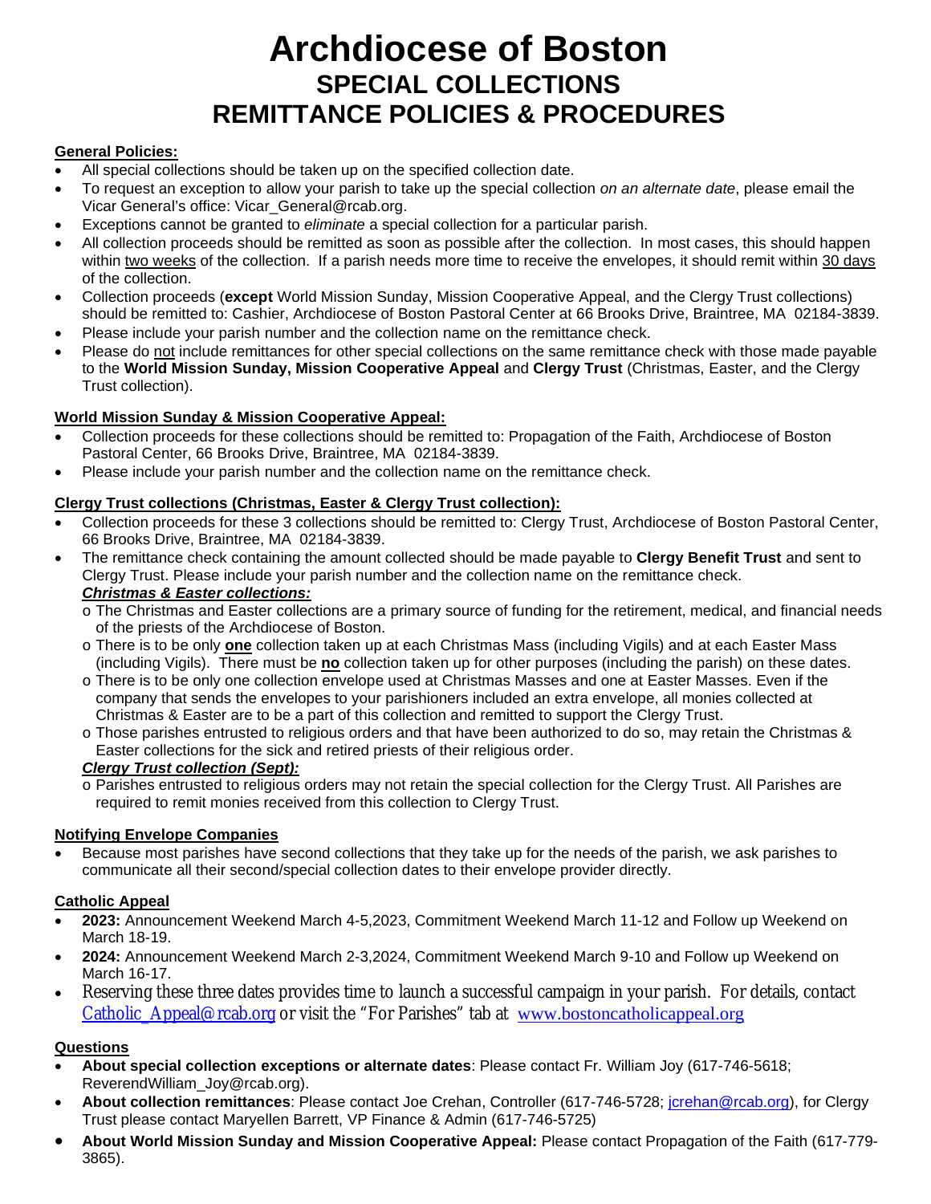# Archdiocese of Boston
## SPECIAL COLLECTIONS
## REMITTANCE POLICIES & PROCEDURES

**General Policies:**

- All special collections should be taken up on the specified collection date.
- To request an exception to allow your parish to take up the special collection *on an alternate date*, please email the Vicar General's office: Vicar_General@rcab.org.
- Exceptions cannot be granted to *eliminate* a special collection for a particular parish.
- All collection proceeds should be remitted as soon as possible after the collection. In most cases, this should happen within two weeks of the collection. If a parish needs more time to receive the envelopes, it should remit within 30 days of the collection.
- Collection proceeds (**except** World Mission Sunday, Mission Cooperative Appeal, and the Clergy Trust collections) should be remitted to: Cashier, Archdiocese of Boston Pastoral Center at 66 Brooks Drive, Braintree, MA 02184-3839.
- Please include your parish number and the collection name on the remittance check.
- Please do not include remittances for other special collections on the same remittance check with those made payable to the **World Mission Sunday, Mission Cooperative Appeal** and **Clergy Trust** (Christmas, Easter, and the Clergy Trust collection).

**World Mission Sunday & Mission Cooperative Appeal:**

- Collection proceeds for these collections should be remitted to: Propagation of the Faith, Archdiocese of Boston Pastoral Center, 66 Brooks Drive, Braintree, MA 02184-3839.
- Please include your parish number and the collection name on the remittance check.

**Clergy Trust collections (Christmas, Easter & Clergy Trust collection):**

- Collection proceeds for these 3 collections should be remitted to: Clergy Trust, Archdiocese of Boston Pastoral Center, 66 Brooks Drive, Braintree, MA 02184-3839.
- The remittance check containing the amount collected should be made payable to **Clergy Benefit Trust** and sent to Clergy Trust. Please include your parish number and the collection name on the remittance check.

  ***Christmas & Easter collections:***
  - The Christmas and Easter collections are a primary source of funding for the retirement, medical, and financial needs of the priests of the Archdiocese of Boston.
  - There is to be only **one** collection taken up at each Christmas Mass (including Vigils) and at each Easter Mass (including Vigils). There must be **no** collection taken up for other purposes (including the parish) on these dates.
  - There is to be only one collection envelope used at Christmas Masses and one at Easter Masses. Even if the company that sends the envelopes to your parishioners included an extra envelope, all monies collected at Christmas & Easter are to be a part of this collection and remitted to support the Clergy Trust.
  - Those parishes entrusted to religious orders and that have been authorized to do so, may retain the Christmas & Easter collections for the sick and retired priests of their religious order.

  ***Clergy Trust collection (Sept):***
  - Parishes entrusted to religious orders may not retain the special collection for the Clergy Trust. All Parishes are required to remit monies received from this collection to Clergy Trust.

**Notifying Envelope Companies**

- Because most parishes have second collections that they take up for the needs of the parish, we ask parishes to communicate all their second/special collection dates to their envelope provider directly.

**Catholic Appeal**

- **2023:** Announcement Weekend March 4-5,2023, Commitment Weekend March 11-12 and Follow up Weekend on March 18-19.
- **2024:** Announcement Weekend March 2-3,2024, Commitment Weekend March 9-10 and Follow up Weekend on March 16-17.
- Reserving these three dates provides time to launch a successful campaign in your parish. For details, contact Catholic_Appeal@rcab.org or visit the "For Parishes" tab at www.bostoncatholicappeal.org

**Questions**

- **About special collection exceptions or alternate dates**: Please contact Fr. William Joy (617-746-5618; ReverendWilliam_Joy@rcab.org).
- **About collection remittances**: Please contact Joe Crehan, Controller (617-746-5728; jcrehan@rcab.org), for Clergy Trust please contact Maryellen Barrett, VP Finance & Admin (617-746-5725)
- **About World Mission Sunday and Mission Cooperative Appeal:** Please contact Propagation of the Faith (617-779-3865).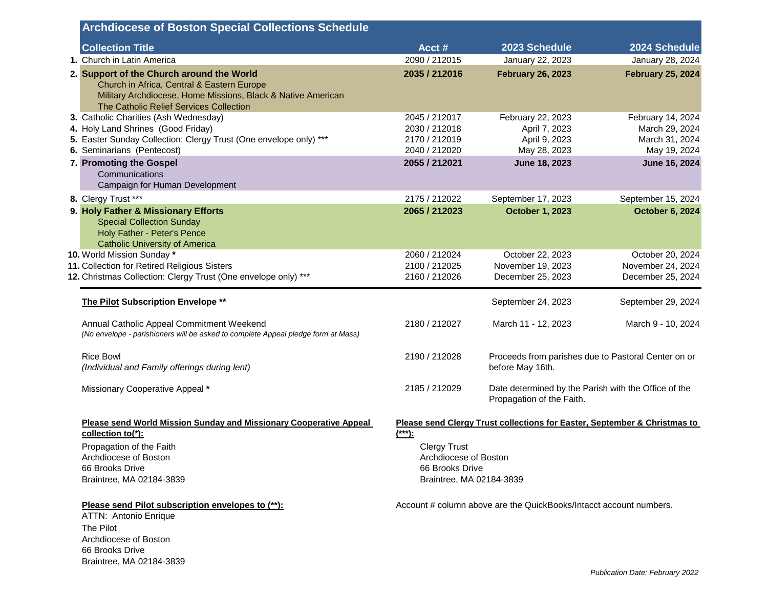# Archdiocese of Boston Special Collections Schedule

| | Collection Title | Acct # | 2023 Schedule | 2024 Schedule |
|---|---|---|---|---|
| 1. | Church in Latin America | 2090 / 212015 | January 22, 2023 | January 28, 2024 |
| 2. | **Support of the Church around the World**<br>Church in Africa, Central & Eastern Europe<br>Military Archdiocese, Home Missions, Black & Native American<br>The Catholic Relief Services Collection | **2035 / 212016** | **February 26, 2023** | **February 25, 2024** |
| 3. | Catholic Charities (Ash Wednesday) | 2045 / 212017 | February 22, 2023 | February 14, 2024 |
| 4. | Holy Land Shrines (Good Friday) | 2030 / 212018 | April 7, 2023 | March 29, 2024 |
| 5. | Easter Sunday Collection: Clergy Trust (One envelope only) *** | 2170 / 212019 | April 9, 2023 | March 31, 2024 |
| 6. | Seminarians (Pentecost) | 2040 / 212020 | May 28, 2023 | May 19, 2024 |
| 7. | **Promoting the Gospel**<br>Communications<br>Campaign for Human Development | **2055 / 212021** | **June 18, 2023** | **June 16, 2024** |
| 8. | Clergy Trust *** | 2175 / 212022 | September 17, 2023 | September 15, 2024 |
| 9. | **Holy Father & Missionary Efforts**<br>Special Collection Sunday<br>Holy Father - Peter's Pence<br>Catholic University of America | **2065 / 212023** | **October 1, 2023** | **October 6, 2024** |
| 10. | World Mission Sunday * | 2060 / 212024 | October 22, 2023 | October 20, 2024 |
| 11. | Collection for Retired Religious Sisters | 2100 / 212025 | November 19, 2023 | November 24, 2024 |
| 12. | Christmas Collection: Clergy Trust (One envelope only) *** | 2160 / 212026 | December 25, 2023 | December 25, 2024 |
| | **The Pilot Subscription Envelope** ** | | September 24, 2023 | September 29, 2024 |
| | Annual Catholic Appeal Commitment Weekend<br>*(No envelope - parishioners will be asked to complete Appeal pledge form at Mass)* | 2180 / 212027 | March 11 - 12, 2023 | March 9 - 10, 2024 |
| | Rice Bowl<br>*(Individual and Family offerings during lent)* | 2190 / 212028 | Proceeds from parishes due to Pastoral Center on or before May 16th. | |
| | Missionary Cooperative Appeal * | 2185 / 212029 | Date determined by the Parish with the Office of the Propagation of the Faith. | |

**Please send World Mission Sunday and Missionary Cooperative Appeal collection to(*):**

Propagation of the Faith
Archdiocese of Boston
66 Brooks Drive
Braintree, MA 02184-3839

**Please send Clergy Trust collections for Easter, September & Christmas to (***):**

Clergy Trust
Archdiocese of Boston
66 Brooks Drive
Braintree, MA 02184-3839

**Please send Pilot subscription envelopes to (**):**

ATTN: Antonio Enrique
The Pilot
Archdiocese of Boston
66 Brooks Drive
Braintree, MA 02184-3839

Account # column above are the QuickBooks/Intacct account numbers.

*Publication Date: February 2022*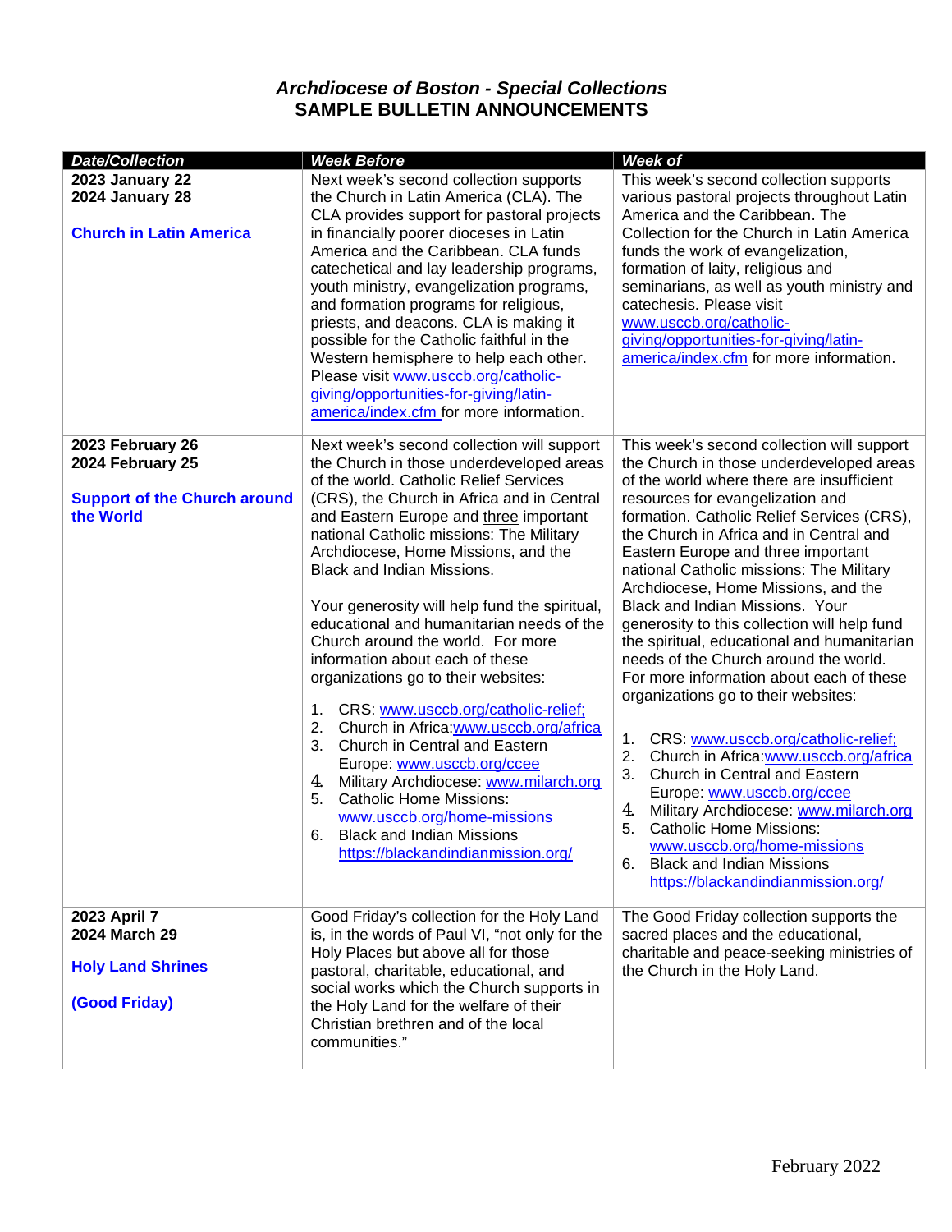# *Archdiocese of Boston - Special Collections*
## SAMPLE BULLETIN ANNOUNCEMENTS

| *Date/Collection* | *Week Before* | *Week of* |
|---|---|---|
| **2023 January 22**<br>**2024 January 28**<br><br>**Church in Latin America** | Next week's second collection supports the Church in Latin America (CLA). The CLA provides support for pastoral projects in financially poorer dioceses in Latin America and the Caribbean. CLA funds catechetical and lay leadership programs, youth ministry, evangelization programs, and formation programs for religious, priests, and deacons. CLA is making it possible for the Catholic faithful in the Western hemisphere to help each other. Please visit www.usccb.org/catholic-giving/opportunities-for-giving/latin-america/index.cfm for more information. | This week's second collection supports various pastoral projects throughout Latin America and the Caribbean. The Collection for the Church in Latin America funds the work of evangelization, formation of laity, religious and seminarians, as well as youth ministry and catechesis. Please visit www.usccb.org/catholic-giving/opportunities-for-giving/latin-america/index.cfm for more information. |
| **2023 February 26**<br>**2024 February 25**<br><br>**Support of the Church around the World** | Next week's second collection will support the Church in those underdeveloped areas of the world. Catholic Relief Services (CRS), the Church in Africa and in Central and Eastern Europe and three important national Catholic missions: The Military Archdiocese, Home Missions, and the Black and Indian Missions.<br><br>Your generosity will help fund the spiritual, educational and humanitarian needs of the Church around the world. For more information about each of these organizations go to their websites:<br><br>1. CRS: www.usccb.org/catholic-relief;<br>2. Church in Africa:www.usccb.org/africa<br>3. Church in Central and Eastern Europe: www.usccb.org/ccee<br>4. Military Archdiocese: www.milarch.org<br>5. Catholic Home Missions: www.usccb.org/home-missions<br>6. Black and Indian Missions https://blackandindianmission.org/ | This week's second collection will support the Church in those underdeveloped areas of the world where there are insufficient resources for evangelization and formation. Catholic Relief Services (CRS), the Church in Africa and in Central and Eastern Europe and three important national Catholic missions: The Military Archdiocese, Home Missions, and the Black and Indian Missions. Your generosity to this collection will help fund the spiritual, educational and humanitarian needs of the Church around the world. For more information about each of these organizations go to their websites:<br><br>1. CRS: www.usccb.org/catholic-relief;<br>2. Church in Africa:www.usccb.org/africa<br>3. Church in Central and Eastern Europe: www.usccb.org/ccee<br>4. Military Archdiocese: www.milarch.org<br>5. Catholic Home Missions: www.usccb.org/home-missions<br>6. Black and Indian Missions https://blackandindianmission.org/ |
| **2023 April 7**<br>**2024 March 29**<br><br>**Holy Land Shrines**<br><br>**(Good Friday)** | Good Friday's collection for the Holy Land is, in the words of Paul VI, "not only for the Holy Places but above all for those pastoral, charitable, educational, and social works which the Church supports in the Holy Land for the welfare of their Christian brethren and of the local communities." | The Good Friday collection supports the sacred places and the educational, charitable and peace-seeking ministries of the Church in the Holy Land. |

February 2022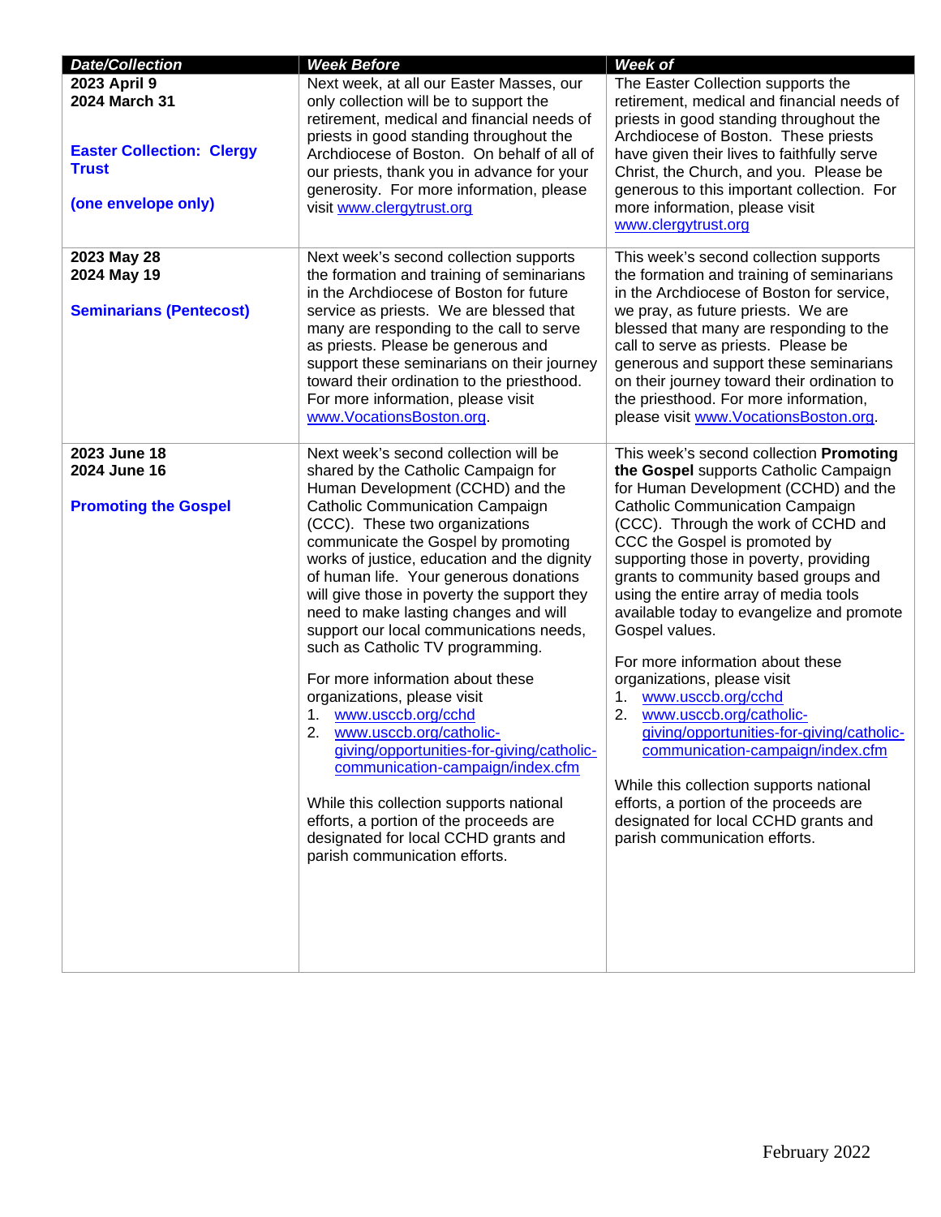| *Date/Collection* | *Week Before* | *Week of* |
|---|---|---|
| **2023 April 9**<br>**2024 March 31**<br><br>**Easter Collection: Clergy Trust**<br><br>**(one envelope only)** | Next week, at all our Easter Masses, our only collection will be to support the retirement, medical and financial needs of priests in good standing throughout the Archdiocese of Boston. On behalf of all of our priests, thank you in advance for your generosity. For more information, please visit www.clergytrust.org | The Easter Collection supports the retirement, medical and financial needs of priests in good standing throughout the Archdiocese of Boston. These priests have given their lives to faithfully serve Christ, the Church, and you. Please be generous to this important collection. For more information, please visit www.clergytrust.org |
| **2023 May 28**<br>**2024 May 19**<br><br>**Seminarians (Pentecost)** | Next week's second collection supports the formation and training of seminarians in the Archdiocese of Boston for future service as priests. We are blessed that many are responding to the call to serve as priests. Please be generous and support these seminarians on their journey toward their ordination to the priesthood. For more information, please visit www.VocationsBoston.org. | This week's second collection supports the formation and training of seminarians in the Archdiocese of Boston for service, we pray, as future priests. We are blessed that many are responding to the call to serve as priests. Please be generous and support these seminarians on their journey toward their ordination to the priesthood. For more information, please visit www.VocationsBoston.org. |
| **2023 June 18**<br>**2024 June 16**<br><br>**Promoting the Gospel** | Next week's second collection will be shared by the Catholic Campaign for Human Development (CCHD) and the Catholic Communication Campaign (CCC). These two organizations communicate the Gospel by promoting works of justice, education and the dignity of human life. Your generous donations will give those in poverty the support they need to make lasting changes and will support our local communications needs, such as Catholic TV programming.<br><br>For more information about these organizations, please visit<br>1. www.usccb.org/cchd<br>2. www.usccb.org/catholic-giving/opportunities-for-giving/catholic-communication-campaign/index.cfm<br><br>While this collection supports national efforts, a portion of the proceeds are designated for local CCHD grants and parish communication efforts. | This week's second collection **Promoting the Gospel** supports Catholic Campaign for Human Development (CCHD) and the Catholic Communication Campaign (CCC). Through the work of CCHD and CCC the Gospel is promoted by supporting those in poverty, providing grants to community based groups and using the entire array of media tools available today to evangelize and promote Gospel values.<br><br>For more information about these organizations, please visit<br>1. www.usccb.org/cchd<br>2. www.usccb.org/catholic-giving/opportunities-for-giving/catholic-communication-campaign/index.cfm<br><br>While this collection supports national efforts, a portion of the proceeds are designated for local CCHD grants and parish communication efforts. |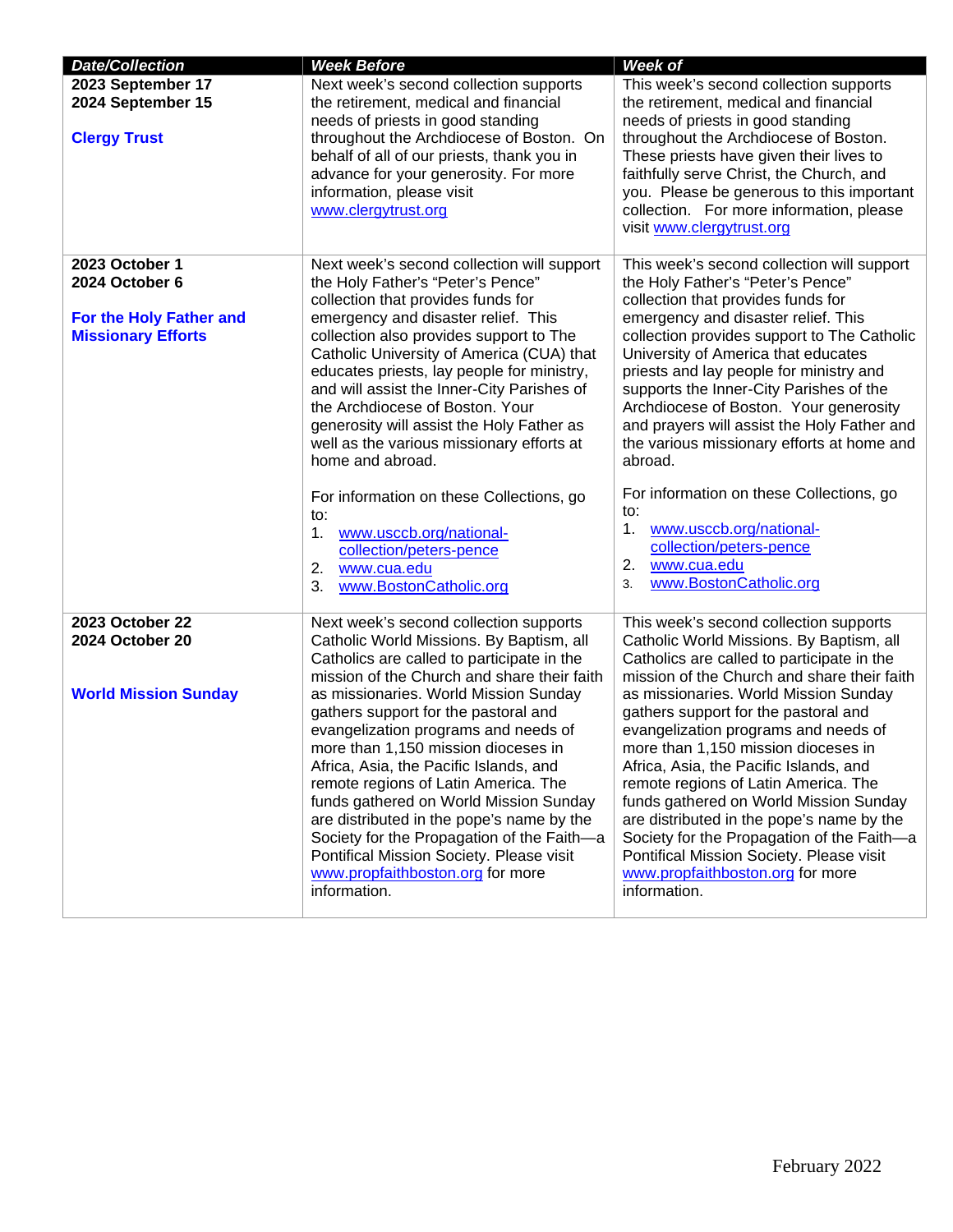| Date/Collection | Week Before | Week of |
|---|---|---|
| **2023 September 17**<br>**2024 September 15**<br><br>**Clergy Trust** | Next week's second collection supports the retirement, medical and financial needs of priests in good standing throughout the Archdiocese of Boston. On behalf of all of our priests, thank you in advance for your generosity. For more information, please visit www.clergytrust.org | This week's second collection supports the retirement, medical and financial needs of priests in good standing throughout the Archdiocese of Boston. These priests have given their lives to faithfully serve Christ, the Church, and you. Please be generous to this important collection. For more information, please visit www.clergytrust.org |
| **2023 October 1**<br>**2024 October 6**<br><br>**For the Holy Father and Missionary Efforts** | Next week's second collection will support the Holy Father's "Peter's Pence" collection that provides funds for emergency and disaster relief. This collection also provides support to The Catholic University of America (CUA) that educates priests, lay people for ministry, and will assist the Inner-City Parishes of the Archdiocese of Boston. Your generosity will assist the Holy Father as well as the various missionary efforts at home and abroad.<br><br>For information on these Collections, go to:<br>1. www.usccb.org/national-collection/peters-pence<br>2. www.cua.edu<br>3. www.BostonCatholic.org | This week's second collection will support the Holy Father's "Peter's Pence" collection that provides funds for emergency and disaster relief. This collection provides support to The Catholic University of America that educates priests and lay people for ministry and supports the Inner-City Parishes of the Archdiocese of Boston. Your generosity and prayers will assist the Holy Father and the various missionary efforts at home and abroad.<br><br>For information on these Collections, go to:<br>1. www.usccb.org/national-collection/peters-pence<br>2. www.cua.edu<br>3. www.BostonCatholic.org |
| **2023 October 22**<br>**2024 October 20**<br><br>**World Mission Sunday** | Next week's second collection supports Catholic World Missions. By Baptism, all Catholics are called to participate in the mission of the Church and share their faith as missionaries. World Mission Sunday gathers support for the pastoral and evangelization programs and needs of more than 1,150 mission dioceses in Africa, Asia, the Pacific Islands, and remote regions of Latin America. The funds gathered on World Mission Sunday are distributed in the pope's name by the Society for the Propagation of the Faith—a Pontifical Mission Society. Please visit www.propfaithboston.org for more information. | This week's second collection supports Catholic World Missions. By Baptism, all Catholics are called to participate in the mission of the Church and share their faith as missionaries. World Mission Sunday gathers support for the pastoral and evangelization programs and needs of more than 1,150 mission dioceses in Africa, Asia, the Pacific Islands, and remote regions of Latin America. The funds gathered on World Mission Sunday are distributed in the pope's name by the Society for the Propagation of the Faith—a Pontifical Mission Society. Please visit www.propfaithboston.org for more information. |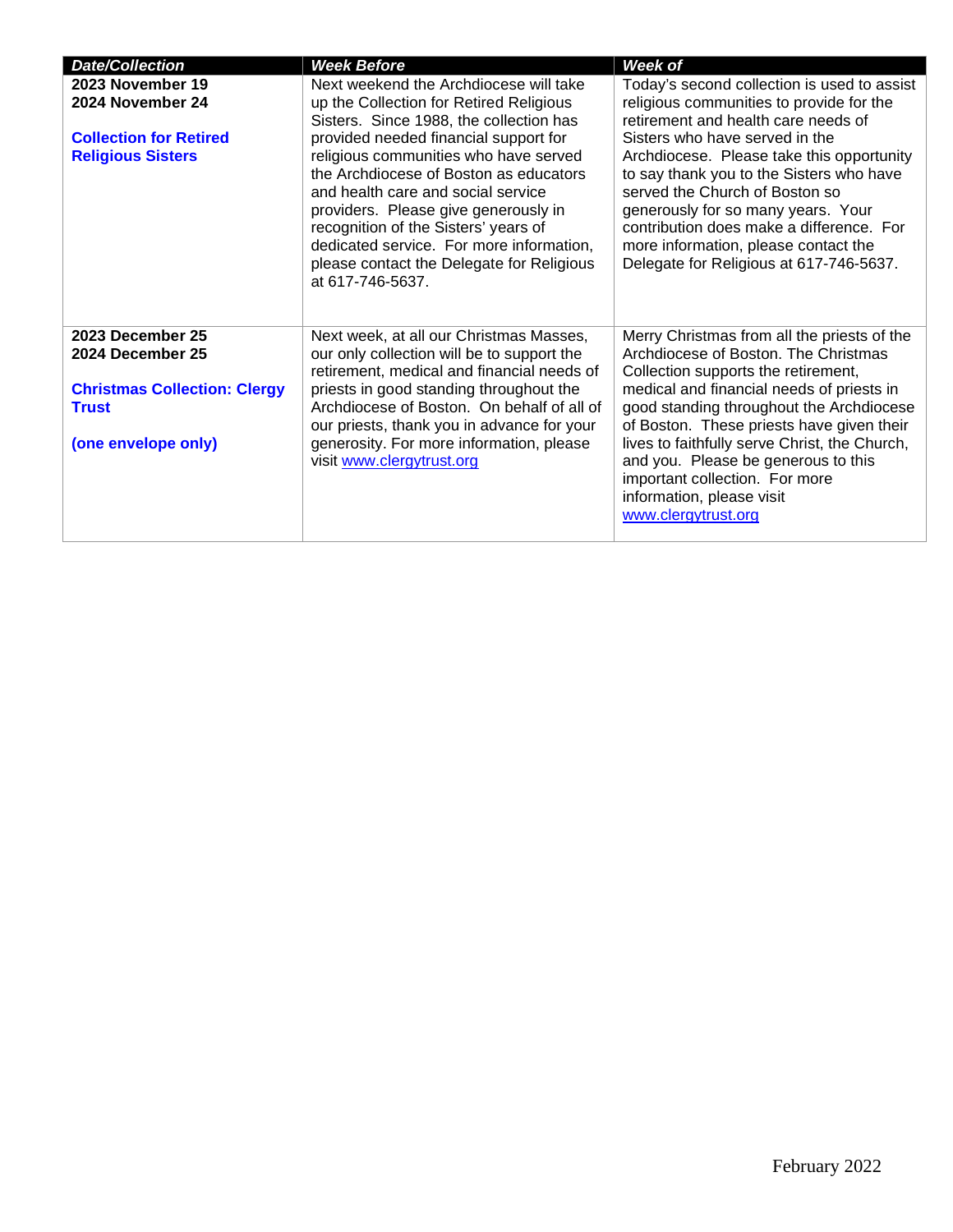| *Date/Collection* | *Week Before* | *Week of* |
|---|---|---|
| **2023 November 19**<br>**2024 November 24**<br><br>**Collection for Retired Religious Sisters** | Next weekend the Archdiocese will take up the Collection for Retired Religious Sisters. Since 1988, the collection has provided needed financial support for religious communities who have served the Archdiocese of Boston as educators and health care and social service providers. Please give generously in recognition of the Sisters' years of dedicated service. For more information, please contact the Delegate for Religious at 617-746-5637. | Today's second collection is used to assist religious communities to provide for the retirement and health care needs of Sisters who have served in the Archdiocese. Please take this opportunity to say thank you to the Sisters who have served the Church of Boston so generously for so many years. Your contribution does make a difference. For more information, please contact the Delegate for Religious at 617-746-5637. |
| **2023 December 25**<br>**2024 December 25**<br><br>**Christmas Collection: Clergy Trust**<br><br>**(one envelope only)** | Next week, at all our Christmas Masses, our only collection will be to support the retirement, medical and financial needs of priests in good standing throughout the Archdiocese of Boston. On behalf of all of our priests, thank you in advance for your generosity. For more information, please visit www.clergytrust.org | Merry Christmas from all the priests of the Archdiocese of Boston. The Christmas Collection supports the retirement, medical and financial needs of priests in good standing throughout the Archdiocese of Boston. These priests have given their lives to faithfully serve Christ, the Church, and you. Please be generous to this important collection. For more information, please visit www.clergytrust.org |

February 2022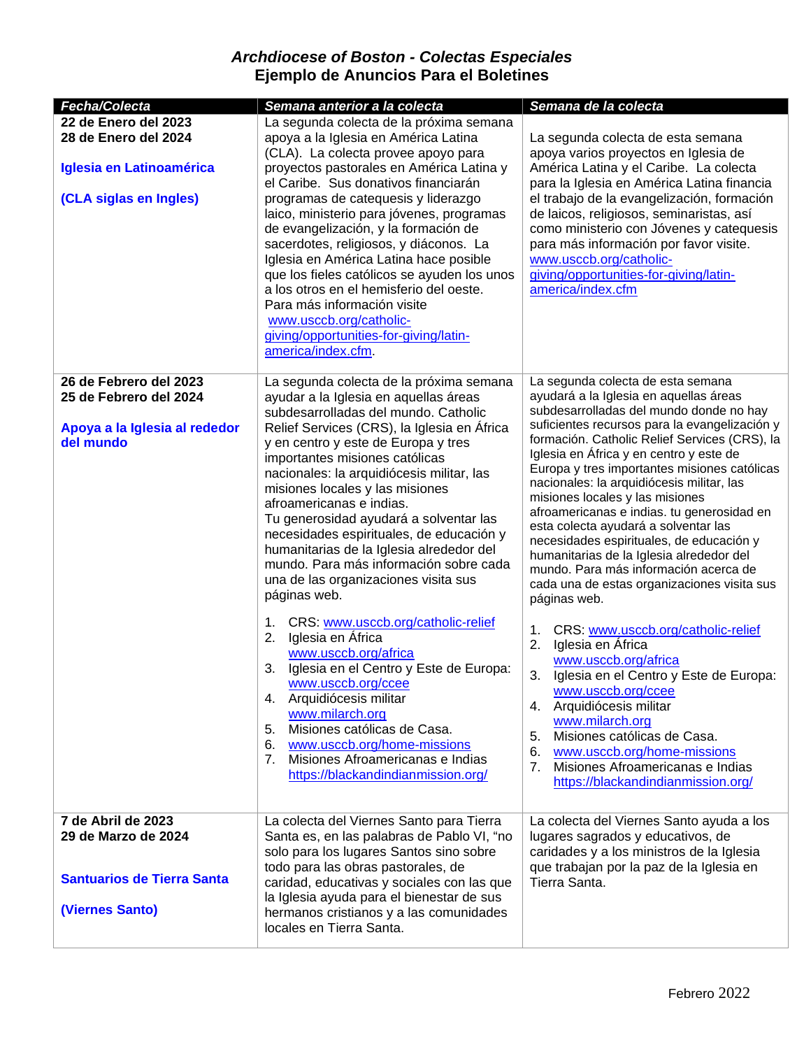# *Archdiocese of Boston - Colectas Especiales*
## Ejemplo de Anuncios Para el Boletines

| *Fecha/Colecta* | *Semana anterior a la colecta* | *Semana de la colecta* |
|---|---|---|
| **22 de Enero del 2023**<br>**28 de Enero del 2024**<br><br>**Iglesia en Latinoamérica**<br><br>**(CLA siglas en Ingles)** | La segunda colecta de la próxima semana apoya a la Iglesia en América Latina (CLA). La colecta provee apoyo para proyectos pastorales en América Latina y el Caribe. Sus donativos financiarán programas de catequesis y liderazgo laico, ministerio para jóvenes, programas de evangelización, y la formación de sacerdotes, religiosos, y diáconos. La Iglesia en América Latina hace posible que los fieles católicos se ayuden los unos a los otros en el hemisferio del oeste. Para más información visite www.usccb.org/catholic-giving/opportunities-for-giving/latin-america/index.cfm. | La segunda colecta de esta semana apoya varios proyectos en Iglesia de América Latina y el Caribe. La colecta para la Iglesia en América Latina financia el trabajo de la evangelización, formación de laicos, religiosos, seminaristas, así como ministerio con Jóvenes y catequesis para más información por favor visite. www.usccb.org/catholic-giving/opportunities-for-giving/latin-america/index.cfm |
| **26 de Febrero del 2023**<br>**25 de Febrero del 2024**<br><br>**Apoya a la Iglesia al rededor del mundo** | La segunda colecta de la próxima semana ayudar a la Iglesia en aquellas áreas subdesarrolladas del mundo. Catholic Relief Services (CRS), la Iglesia en África y en centro y este de Europa y tres importantes misiones católicas nacionales: la arquidiócesis militar, las misiones locales y las misiones afroamericanas e indias.<br>Tu generosidad ayudará a solventar las necesidades espirituales, de educación y humanitarias de la Iglesia alrededor del mundo. Para más información sobre cada una de las organizaciones visita sus páginas web.<br><br>1. CRS: www.usccb.org/catholic-relief<br>2. Iglesia en África www.usccb.org/africa<br>3. Iglesia en el Centro y Este de Europa: www.usccb.org/ccee<br>4. Arquidiócesis militar www.milarch.org<br>5. Misiones católicas de Casa.<br>6. www.usccb.org/home-missions<br>7. Misiones Afroamericanas e Indias https://blackandindianmission.org/ | La segunda colecta de esta semana ayudará a la Iglesia en aquellas áreas subdesarrolladas del mundo donde no hay suficientes recursos para la evangelización y formación. Catholic Relief Services (CRS), la Iglesia en África y en centro y este de Europa y tres importantes misiones católicas nacionales: la arquidiócesis militar, las misiones locales y las misiones afroamericanas e indias. tu generosidad en esta colecta ayudará a solventar las necesidades espirituales, de educación y humanitarias de la Iglesia alrededor del mundo. Para más información acerca de cada una de estas organizaciones visita sus páginas web.<br><br>1. CRS: www.usccb.org/catholic-relief<br>2. Iglesia en África www.usccb.org/africa<br>3. Iglesia en el Centro y Este de Europa: www.usccb.org/ccee<br>4. Arquidiócesis militar www.milarch.org<br>5. Misiones católicas de Casa.<br>6. www.usccb.org/home-missions<br>7. Misiones Afroamericanas e Indias https://blackandindianmission.org/ |
| **7 de Abril de 2023**<br>**29 de Marzo de 2024**<br><br>**Santuarios de Tierra Santa**<br><br>**(Viernes Santo)** | La colecta del Viernes Santo para Tierra Santa es, en las palabras de Pablo VI, "no solo para los lugares Santos sino sobre todo para las obras pastorales, de caridad, educativas y sociales con las que la Iglesia ayuda para el bienestar de sus hermanos cristianos y a las comunidades locales en Tierra Santa. | La colecta del Viernes Santo ayuda a los lugares sagrados y educativos, de caridades y a los ministros de la Iglesia que trabajan por la paz de la Iglesia en Tierra Santa. |

Febrero 2022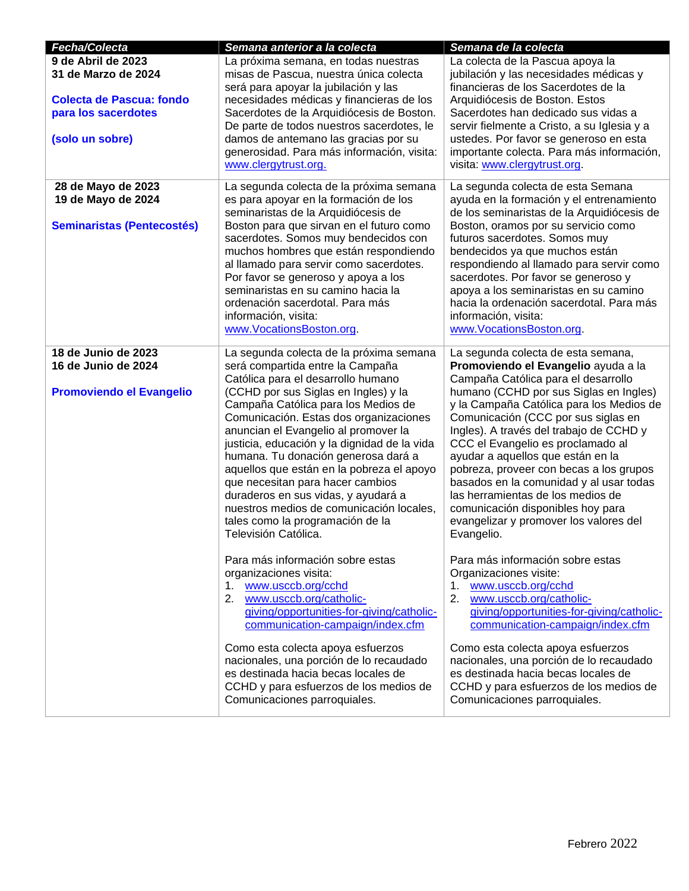| *Fecha/Colecta* | *Semana anterior a la colecta* | *Semana de la colecta* |
|---|---|---|
| **9 de Abril de 2023**<br>**31 de Marzo de 2024**<br><br>**Colecta de Pascua: fondo para los sacerdotes**<br><br>**(solo un sobre)** | La próxima semana, en todas nuestras misas de Pascua, nuestra única colecta será para apoyar la jubilación y las necesidades médicas y financieras de los Sacerdotes de la Arquidiócesis de Boston. De parte de todos nuestros sacerdotes, le damos de antemano las gracias por su generosidad. Para más información, visita: www.clergytrust.org. | La colecta de la Pascua apoya la jubilación y las necesidades médicas y financieras de los Sacerdotes de la Arquidiócesis de Boston. Estos Sacerdotes han dedicado sus vidas a servir fielmente a Cristo, a su Iglesia y a ustedes. Por favor se generoso en esta importante colecta. Para más información, visita: www.clergytrust.org. |
| **28 de Mayo de 2023**<br>**19 de Mayo de 2024**<br><br>**Seminaristas (Pentecostés)** | La segunda colecta de la próxima semana es para apoyar en la formación de los seminaristas de la Arquidiócesis de Boston para que sirvan en el futuro como sacerdotes. Somos muy bendecidos con muchos hombres que están respondiendo al llamado para servir como sacerdotes. Por favor se generoso y apoya a los seminaristas en su camino hacia la ordenación sacerdotal. Para más información, visita: www.VocationsBoston.org. | La segunda colecta de esta Semana ayuda en la formación y el entrenamiento de los seminaristas de la Arquidiócesis de Boston, oramos por su servicio como futuros sacerdotes. Somos muy bendecidos ya que muchos están respondiendo al llamado para servir como sacerdotes. Por favor se generoso y apoya a los seminaristas en su camino hacia la ordenación sacerdotal. Para más información, visita: www.VocationsBoston.org. |
| **18 de Junio de 2023**<br>**16 de Junio de 2024**<br><br>**Promoviendo el Evangelio** | La segunda colecta de la próxima semana será compartida entre la Campaña Católica para el desarrollo humano (CCHD por sus Siglas en Ingles) y la Campaña Católica para los Medios de Comunicación. Estas dos organizaciones anuncian el Evangelio al promover la justicia, educación y la dignidad de la vida humana. Tu donación generosa dará a aquellos que están en la pobreza el apoyo que necesitan para hacer cambios duraderos en sus vidas, y ayudará a nuestros medios de comunicación locales, tales como la programación de la Televisión Católica.<br><br>Para más información sobre estas organizaciones visita:<br>1. www.usccb.org/cchd<br>2. www.usccb.org/catholic-giving/opportunities-for-giving/catholic-communication-campaign/index.cfm<br><br>Como esta colecta apoya esfuerzos nacionales, una porción de lo recaudado es destinada hacia becas locales de CCHD y para esfuerzos de los medios de Comunicaciones parroquiales. | La segunda colecta de esta semana, **Promoviendo el Evangelio** ayuda a la Campaña Católica para el desarrollo humano (CCHD por sus Siglas en Ingles) y la Campaña Católica para los Medios de Comunicación (CCC por sus siglas en Ingles). A través del trabajo de CCHD y CCC el Evangelio es proclamado al ayudar a aquellos que están en la pobreza, proveer con becas a los grupos basados en la comunidad y al usar todas las herramientas de los medios de comunicación disponibles hoy para evangelizar y promover los valores del Evangelio.<br><br>Para más información sobre estas Organizaciones visite:<br>1. www.usccb.org/cchd<br>2. www.usccb.org/catholic-giving/opportunities-for-giving/catholic-communication-campaign/index.cfm<br><br>Como esta colecta apoya esfuerzos nacionales, una porción de lo recaudado es destinada hacia becas locales de CCHD y para esfuerzos de los medios de Comunicaciones parroquiales. |

Febrero 2022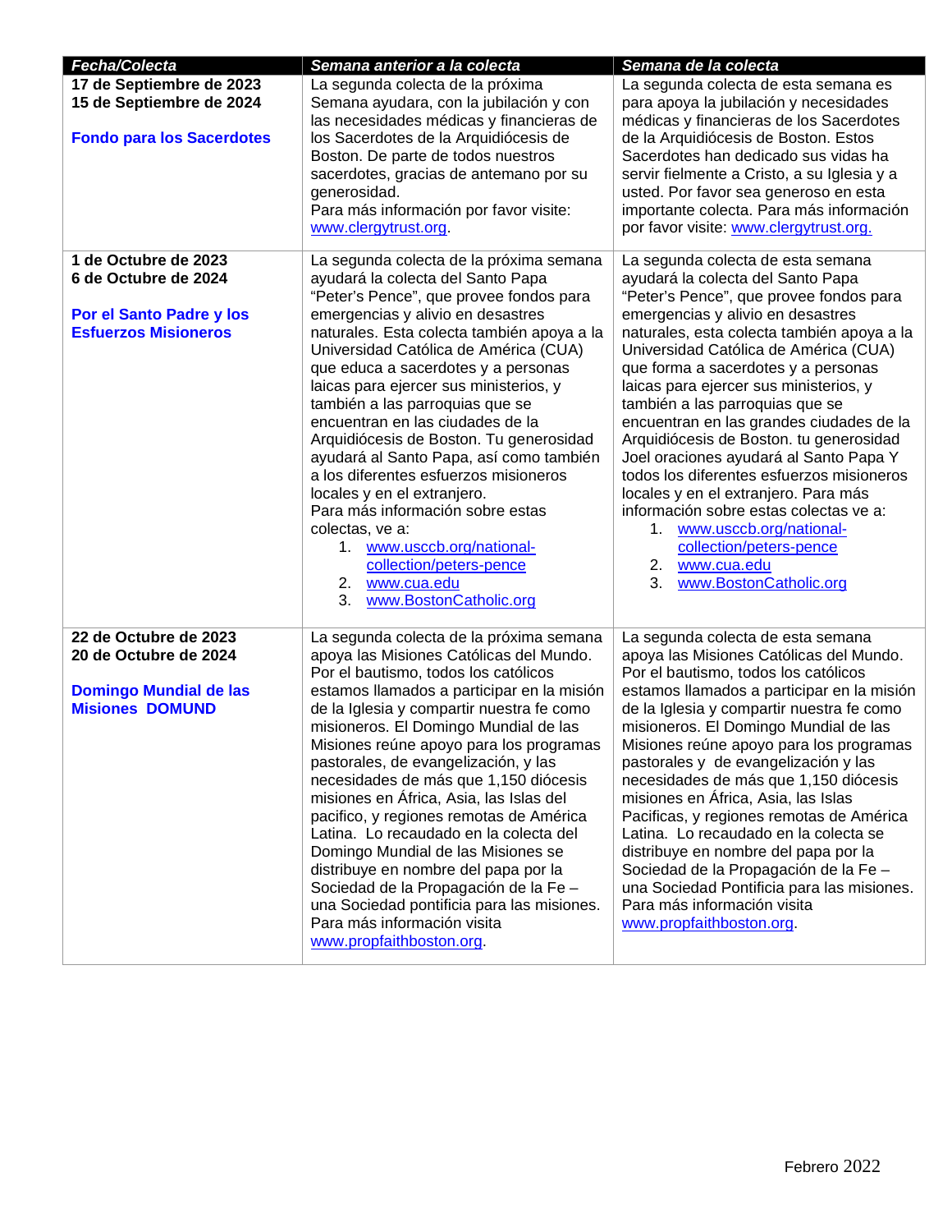| *Fecha/Colecta* | *Semana anterior a la colecta* | *Semana de la colecta* |
|---|---|---|
| **17 de Septiembre de 2023**<br>**15 de Septiembre de 2024**<br><br>**Fondo para los Sacerdotes** | La segunda colecta de la próxima Semana ayudara, con la jubilación y con las necesidades médicas y financieras de los Sacerdotes de la Arquidiócesis de Boston. De parte de todos nuestros sacerdotes, gracias de antemano por su generosidad.<br>Para más información por favor visite: www.clergytrust.org. | La segunda colecta de esta semana es para apoya la jubilación y necesidades médicas y financieras de los Sacerdotes de la Arquidiócesis de Boston. Estos Sacerdotes han dedicado sus vidas ha servir fielmente a Cristo, a su Iglesia y a usted. Por favor sea generoso en esta importante colecta. Para más información por favor visite: www.clergytrust.org. |
| **1 de Octubre de 2023**<br>**6 de Octubre de 2024**<br><br>**Por el Santo Padre y los Esfuerzos Misioneros** | La segunda colecta de la próxima semana ayudará la colecta del Santo Papa “Peter's Pence”, que provee fondos para emergencias y alivio en desastres naturales. Esta colecta también apoya a la Universidad Católica de América (CUA) que educa a sacerdotes y a personas laicas para ejercer sus ministerios, y también a las parroquias que se encuentran en las ciudades de la Arquidiócesis de Boston. Tu generosidad ayudará al Santo Papa, así como también a los diferentes esfuerzos misioneros locales y en el extranjero.<br>Para más información sobre estas colectas, ve a:<br>1. www.usccb.org/national-collection/peters-pence<br>2. www.cua.edu<br>3. www.BostonCatholic.org | La segunda colecta de esta semana ayudará la colecta del Santo Papa “Peter's Pence”, que provee fondos para emergencias y alivio en desastres naturales, esta colecta también apoya a la Universidad Católica de América (CUA) que forma a sacerdotes y a personas laicas para ejercer sus ministerios, y también a las parroquias que se encuentran en las grandes ciudades de la Arquidiócesis de Boston. tu generosidad Joel oraciones ayudará al Santo Papa Y todos los diferentes esfuerzos misioneros locales y en el extranjero. Para más información sobre estas colectas ve a:<br>1. www.usccb.org/national-collection/peters-pence<br>2. www.cua.edu<br>3. www.BostonCatholic.org |
| **22 de Octubre de 2023**<br>**20 de Octubre de 2024**<br><br>**Domingo Mundial de las Misiones DOMUND** | La segunda colecta de la próxima semana apoya las Misiones Católicas del Mundo. Por el bautismo, todos los católicos estamos llamados a participar en la misión de la Iglesia y compartir nuestra fe como misioneros. El Domingo Mundial de las Misiones reúne apoyo para los programas pastorales, de evangelización, y las necesidades de más que 1,150 diócesis misiones en África, Asia, las Islas del pacifico, y regiones remotas de América Latina. Lo recaudado en la colecta del Domingo Mundial de las Misiones se distribuye en nombre del papa por la Sociedad de la Propagación de la Fe – una Sociedad pontificia para las misiones. Para más información visita www.propfaithboston.org. | La segunda colecta de esta semana apoya las Misiones Católicas del Mundo. Por el bautismo, todos los católicos estamos llamados a participar en la misión de la Iglesia y compartir nuestra fe como misioneros. El Domingo Mundial de las Misiones reúne apoyo para los programas pastorales y de evangelización y las necesidades de más que 1,150 diócesis misiones en África, Asia, las Islas Pacificas, y regiones remotas de América Latina. Lo recaudado en la colecta se distribuye en nombre del papa por la Sociedad de la Propagación de la Fe – una Sociedad Pontificia para las misiones. Para más información visita www.propfaithboston.org. |

Febrero 2022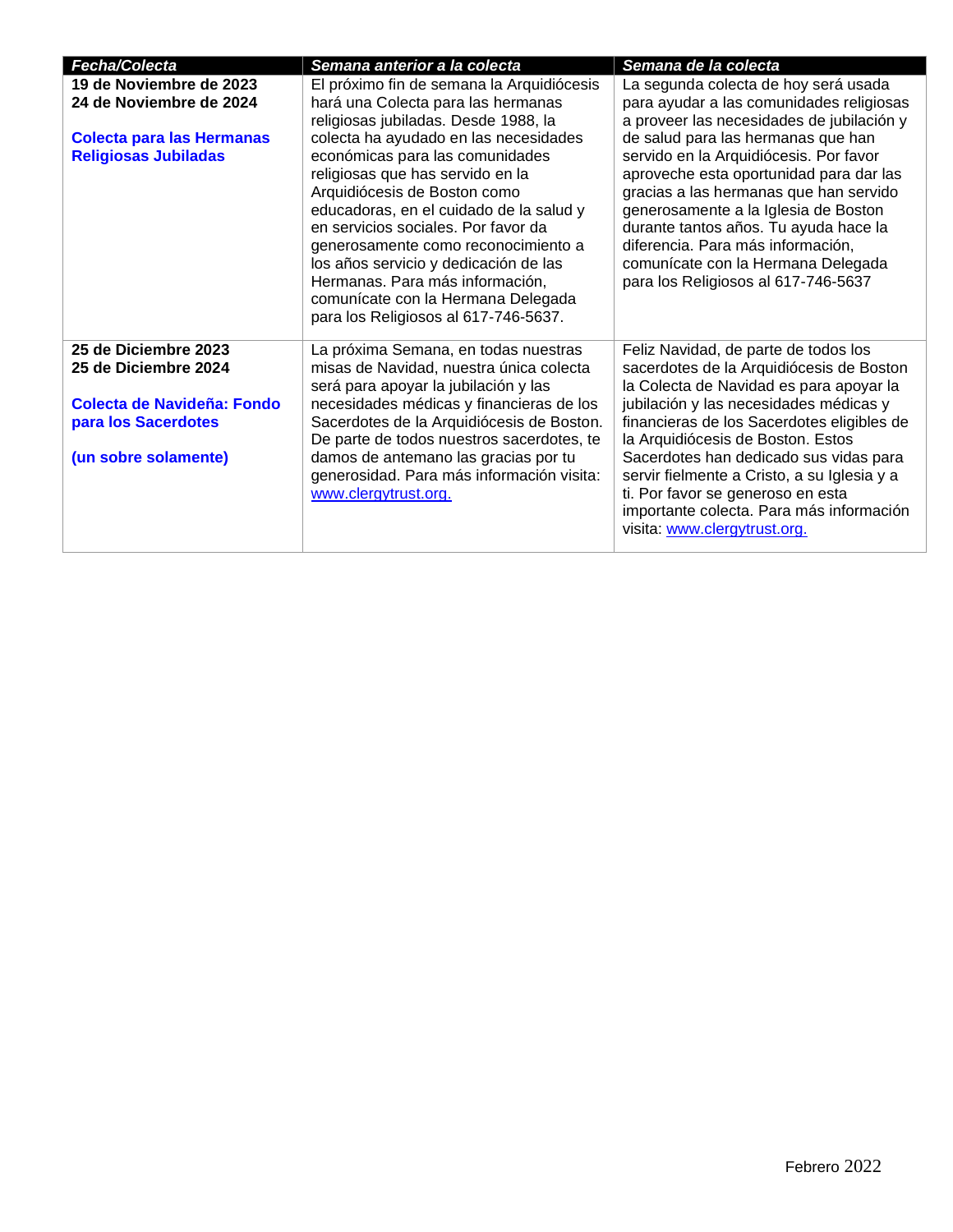| ***Fecha/Colecta*** | ***Semana anterior a la colecta*** | ***Semana de la colecta*** |
|---|---|---|
| **19 de Noviembre de 2023**<br>**24 de Noviembre de 2024**<br><br>**Colecta para las Hermanas Religiosas Jubiladas** | El próximo fin de semana la Arquidiócesis hará una Colecta para las hermanas religiosas jubiladas. Desde 1988, la colecta ha ayudado en las necesidades económicas para las comunidades religiosas que has servido en la Arquidiócesis de Boston como educadoras, en el cuidado de la salud y en servicios sociales. Por favor da generosamente como reconocimiento a los años servicio y dedicación de las Hermanas. Para más información, comunícate con la Hermana Delegada para los Religiosos al 617-746-5637. | La segunda colecta de hoy será usada para ayudar a las comunidades religiosas a proveer las necesidades de jubilación y de salud para las hermanas que han servido en la Arquidiócesis. Por favor aproveche esta oportunidad para dar las gracias a las hermanas que han servido generosamente a la Iglesia de Boston durante tantos años. Tu ayuda hace la diferencia. Para más información, comunícate con la Hermana Delegada para los Religiosos al 617-746-5637 |
| **25 de Diciembre 2023**<br>**25 de Diciembre 2024**<br><br>**Colecta de Navideña: Fondo para los Sacerdotes**<br><br>**(un sobre solamente)** | La próxima Semana, en todas nuestras misas de Navidad, nuestra única colecta será para apoyar la jubilación y las necesidades médicas y financieras de los Sacerdotes de la Arquidiócesis de Boston. De parte de todos nuestros sacerdotes, te damos de antemano las gracias por tu generosidad. Para más información visita: www.clergytrust.org. | Feliz Navidad, de parte de todos los sacerdotes de la Arquidiócesis de Boston la Colecta de Navidad es para apoyar la jubilación y las necesidades médicas y financieras de los Sacerdotes eligibles de la Arquidiócesis de Boston. Estos Sacerdotes han dedicado sus vidas para servir fielmente a Cristo, a su Iglesia y a ti. Por favor se generoso en esta importante colecta. Para más información visita: www.clergytrust.org. |

Febrero 2022